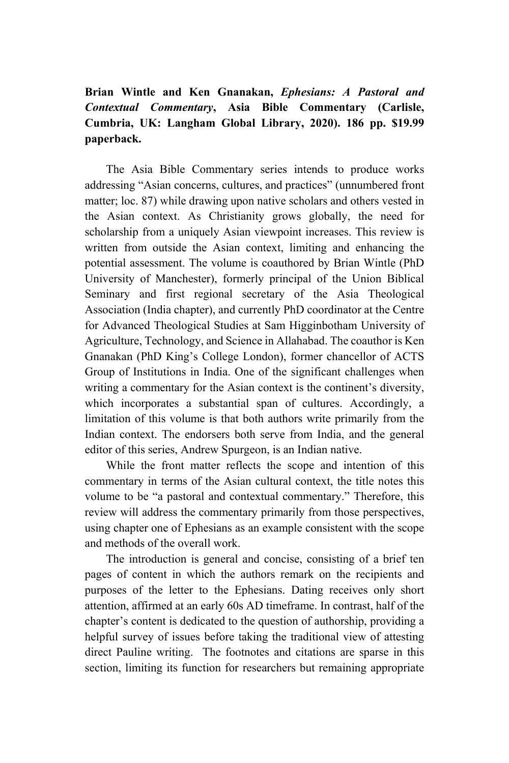**Brian Wintle and Ken Gnanakan, *Ephesians: A Pastoral and Contextual Commentary*, Asia Bible Commentary (Carlisle, Cumbria, UK: Langham Global Library, 2020). 186 pp. $19.99 paperback.**

The Asia Bible Commentary series intends to produce works addressing "Asian concerns, cultures, and practices" (unnumbered front matter; loc. 87) while drawing upon native scholars and others vested in the Asian context. As Christianity grows globally, the need for scholarship from a uniquely Asian viewpoint increases. This review is written from outside the Asian context, limiting and enhancing the potential assessment. The volume is coauthored by Brian Wintle (PhD University of Manchester), formerly principal of the Union Biblical Seminary and first regional secretary of the Asia Theological Association (India chapter), and currently PhD coordinator at the Centre for Advanced Theological Studies at Sam Higginbotham University of Agriculture, Technology, and Science in Allahabad. The coauthor is Ken Gnanakan (PhD King's College London), former chancellor of ACTS Group of Institutions in India. One of the significant challenges when writing a commentary for the Asian context is the continent's diversity, which incorporates a substantial span of cultures. Accordingly, a limitation of this volume is that both authors write primarily from the Indian context. The endorsers both serve from India, and the general editor of this series, Andrew Spurgeon, is an Indian native.

While the front matter reflects the scope and intention of this commentary in terms of the Asian cultural context, the title notes this volume to be "a pastoral and contextual commentary." Therefore, this review will address the commentary primarily from those perspectives, using chapter one of Ephesians as an example consistent with the scope and methods of the overall work.

The introduction is general and concise, consisting of a brief ten pages of content in which the authors remark on the recipients and purposes of the letter to the Ephesians. Dating receives only short attention, affirmed at an early 60s AD timeframe. In contrast, half of the chapter's content is dedicated to the question of authorship, providing a helpful survey of issues before taking the traditional view of attesting direct Pauline writing. The footnotes and citations are sparse in this section, limiting its function for researchers but remaining appropriate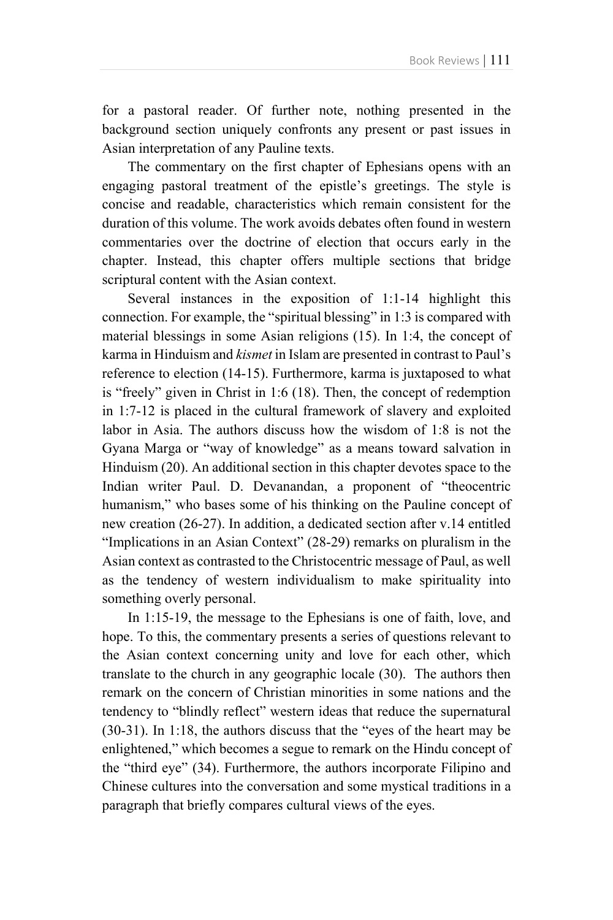for a pastoral reader. Of further note, nothing presented in the background section uniquely confronts any present or past issues in Asian interpretation of any Pauline texts.

The commentary on the first chapter of Ephesians opens with an engaging pastoral treatment of the epistle's greetings. The style is concise and readable, characteristics which remain consistent for the duration of this volume. The work avoids debates often found in western commentaries over the doctrine of election that occurs early in the chapter. Instead, this chapter offers multiple sections that bridge scriptural content with the Asian context.

Several instances in the exposition of 1:1-14 highlight this connection. For example, the "spiritual blessing" in 1:3 is compared with material blessings in some Asian religions (15). In 1:4, the concept of karma in Hinduism and *kismet* in Islam are presented in contrast to Paul's reference to election (14-15). Furthermore, karma is juxtaposed to what is "freely" given in Christ in 1:6 (18). Then, the concept of redemption in 1:7-12 is placed in the cultural framework of slavery and exploited labor in Asia. The authors discuss how the wisdom of 1:8 is not the Gyana Marga or "way of knowledge" as a means toward salvation in Hinduism (20). An additional section in this chapter devotes space to the Indian writer Paul. D. Devanandan, a proponent of "theocentric humanism," who bases some of his thinking on the Pauline concept of new creation (26-27). In addition, a dedicated section after v.14 entitled "Implications in an Asian Context" (28-29) remarks on pluralism in the Asian context as contrasted to the Christocentric message of Paul, as well as the tendency of western individualism to make spirituality into something overly personal.

In 1:15-19, the message to the Ephesians is one of faith, love, and hope. To this, the commentary presents a series of questions relevant to the Asian context concerning unity and love for each other, which translate to the church in any geographic locale (30). The authors then remark on the concern of Christian minorities in some nations and the tendency to "blindly reflect" western ideas that reduce the supernatural (30-31). In 1:18, the authors discuss that the "eyes of the heart may be enlightened," which becomes a segue to remark on the Hindu concept of the "third eye" (34). Furthermore, the authors incorporate Filipino and Chinese cultures into the conversation and some mystical traditions in a paragraph that briefly compares cultural views of the eyes.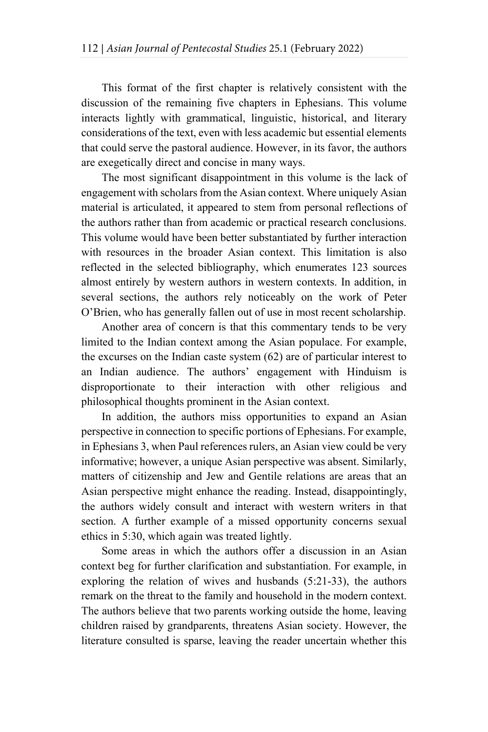This format of the first chapter is relatively consistent with the discussion of the remaining five chapters in Ephesians. This volume interacts lightly with grammatical, linguistic, historical, and literary considerations of the text, even with less academic but essential elements that could serve the pastoral audience. However, in its favor, the authors are exegetically direct and concise in many ways.

The most significant disappointment in this volume is the lack of engagement with scholars from the Asian context. Where uniquely Asian material is articulated, it appeared to stem from personal reflections of the authors rather than from academic or practical research conclusions. This volume would have been better substantiated by further interaction with resources in the broader Asian context. This limitation is also reflected in the selected bibliography, which enumerates 123 sources almost entirely by western authors in western contexts. In addition, in several sections, the authors rely noticeably on the work of Peter O'Brien, who has generally fallen out of use in most recent scholarship.

Another area of concern is that this commentary tends to be very limited to the Indian context among the Asian populace. For example, the excurses on the Indian caste system (62) are of particular interest to an Indian audience. The authors' engagement with Hinduism is disproportionate to their interaction with other religious and philosophical thoughts prominent in the Asian context.

In addition, the authors miss opportunities to expand an Asian perspective in connection to specific portions of Ephesians. For example, in Ephesians 3, when Paul references rulers, an Asian view could be very informative; however, a unique Asian perspective was absent. Similarly, matters of citizenship and Jew and Gentile relations are areas that an Asian perspective might enhance the reading. Instead, disappointingly, the authors widely consult and interact with western writers in that section. A further example of a missed opportunity concerns sexual ethics in 5:30, which again was treated lightly.

Some areas in which the authors offer a discussion in an Asian context beg for further clarification and substantiation. For example, in exploring the relation of wives and husbands (5:21-33), the authors remark on the threat to the family and household in the modern context. The authors believe that two parents working outside the home, leaving children raised by grandparents, threatens Asian society. However, the literature consulted is sparse, leaving the reader uncertain whether this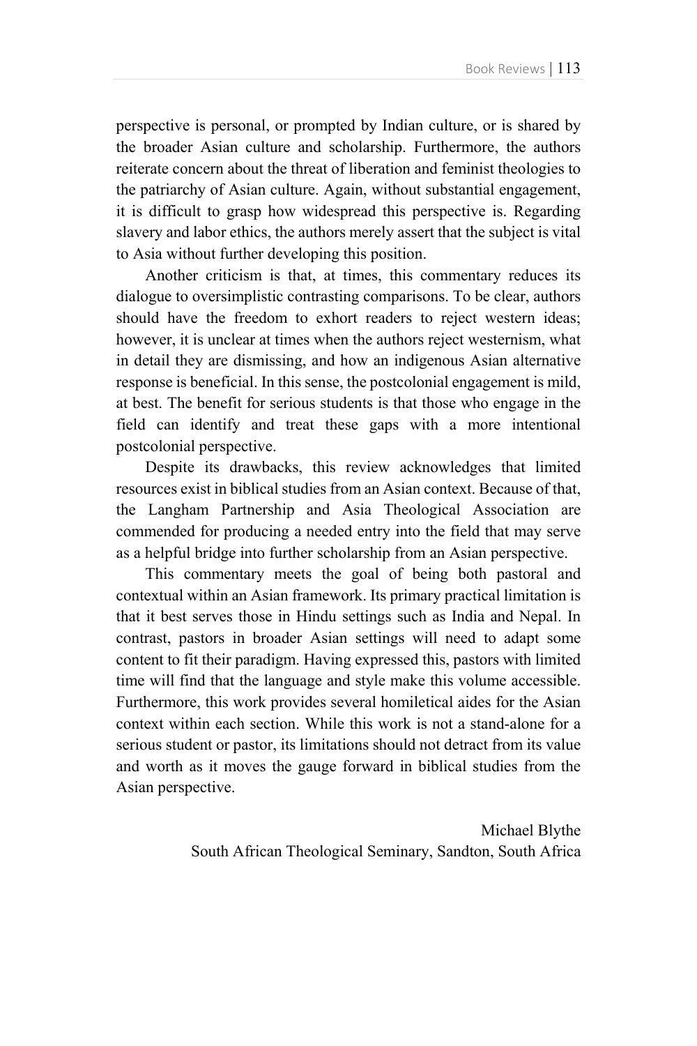perspective is personal, or prompted by Indian culture, or is shared by the broader Asian culture and scholarship. Furthermore, the authors reiterate concern about the threat of liberation and feminist theologies to the patriarchy of Asian culture. Again, without substantial engagement, it is difficult to grasp how widespread this perspective is. Regarding slavery and labor ethics, the authors merely assert that the subject is vital to Asia without further developing this position.

Another criticism is that, at times, this commentary reduces its dialogue to oversimplistic contrasting comparisons. To be clear, authors should have the freedom to exhort readers to reject western ideas; however, it is unclear at times when the authors reject westernism, what in detail they are dismissing, and how an indigenous Asian alternative response is beneficial. In this sense, the postcolonial engagement is mild, at best. The benefit for serious students is that those who engage in the field can identify and treat these gaps with a more intentional postcolonial perspective.

Despite its drawbacks, this review acknowledges that limited resources exist in biblical studies from an Asian context. Because of that, the Langham Partnership and Asia Theological Association are commended for producing a needed entry into the field that may serve as a helpful bridge into further scholarship from an Asian perspective.

This commentary meets the goal of being both pastoral and contextual within an Asian framework. Its primary practical limitation is that it best serves those in Hindu settings such as India and Nepal. In contrast, pastors in broader Asian settings will need to adapt some content to fit their paradigm. Having expressed this, pastors with limited time will find that the language and style make this volume accessible. Furthermore, this work provides several homiletical aides for the Asian context within each section. While this work is not a stand-alone for a serious student or pastor, its limitations should not detract from its value and worth as it moves the gauge forward in biblical studies from the Asian perspective.

Michael Blythe
South African Theological Seminary, Sandton, South Africa